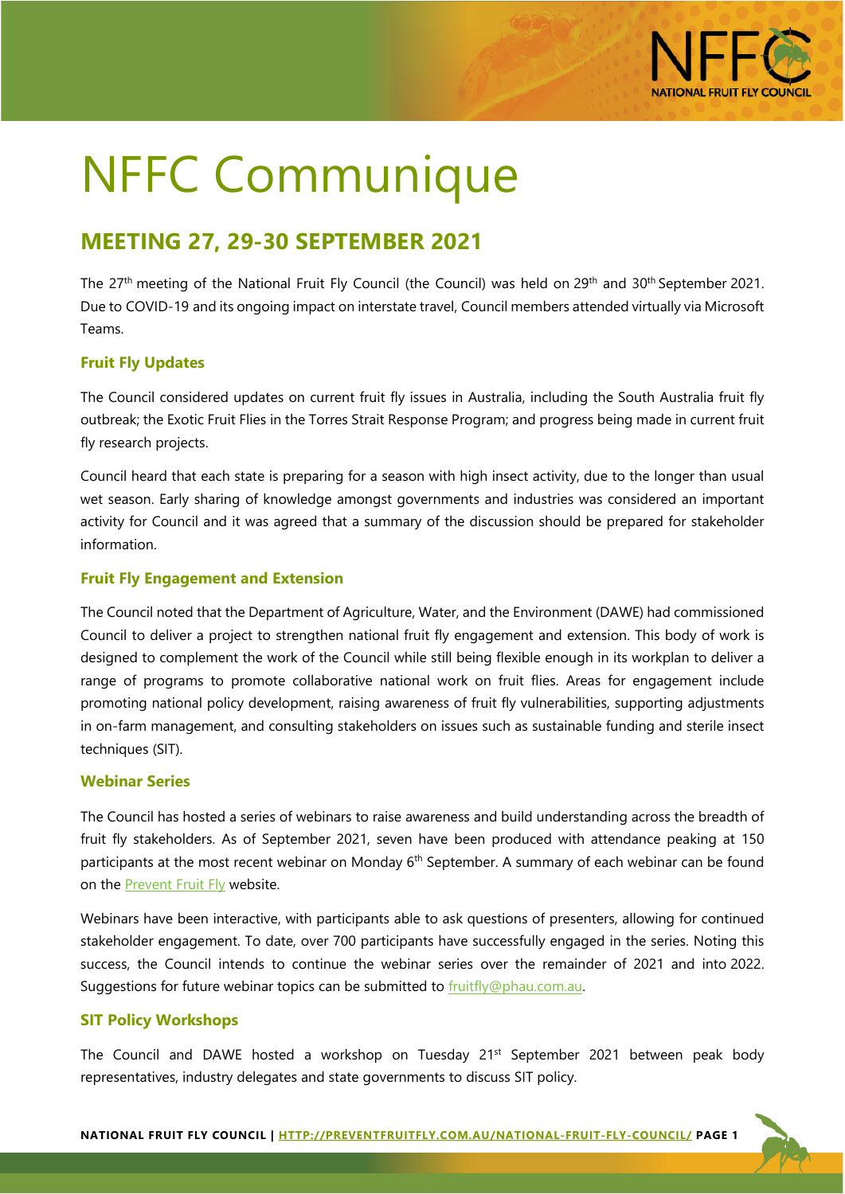# NFFC Communique

## MEETING 27, 29-30 SEPTEMBER 2021

The 27th meeting of the National Fruit Fly Council (the Council) was held on 29th and 30th September 2021. Due to COVID-19 and its ongoing impact on interstate travel, Council members attended virtually via Microsoft Teams.

### Fruit Fly Updates

The Council considered updates on current fruit fly issues in Australia, including the South Australia fruit fly outbreak; the Exotic Fruit Flies in the Torres Strait Response Program; and progress being made in current fruit fly research projects.

Council heard that each state is preparing for a season with high insect activity, due to the longer than usual wet season. Early sharing of knowledge amongst governments and industries was considered an important activity for Council and it was agreed that a summary of the discussion should be prepared for stakeholder information.

### Fruit Fly Engagement and Extension

The Council noted that the Department of Agriculture, Water, and the Environment (DAWE) had commissioned Council to deliver a project to strengthen national fruit fly engagement and extension. This body of work is designed to complement the work of the Council while still being flexible enough in its workplan to deliver a range of programs to promote collaborative national work on fruit flies. Areas for engagement include promoting national policy development, raising awareness of fruit fly vulnerabilities, supporting adjustments in on-farm management, and consulting stakeholders on issues such as sustainable funding and sterile insect techniques (SIT).

### Webinar Series

The Council has hosted a series of webinars to raise awareness and build understanding across the breadth of fruit fly stakeholders. As of September 2021, seven have been produced with attendance peaking at 150 participants at the most recent webinar on Monday 6th September. A summary of each webinar can be found on the Prevent Fruit Fly website.

Webinars have been interactive, with participants able to ask questions of presenters, allowing for continued stakeholder engagement. To date, over 700 participants have successfully engaged in the series. Noting this success, the Council intends to continue the webinar series over the remainder of 2021 and into 2022. Suggestions for future webinar topics can be submitted to fruitfly@phau.com.au.

### SIT Policy Workshops

The Council and DAWE hosted a workshop on Tuesday 21st September 2021 between peak body representatives, industry delegates and state governments to discuss SIT policy.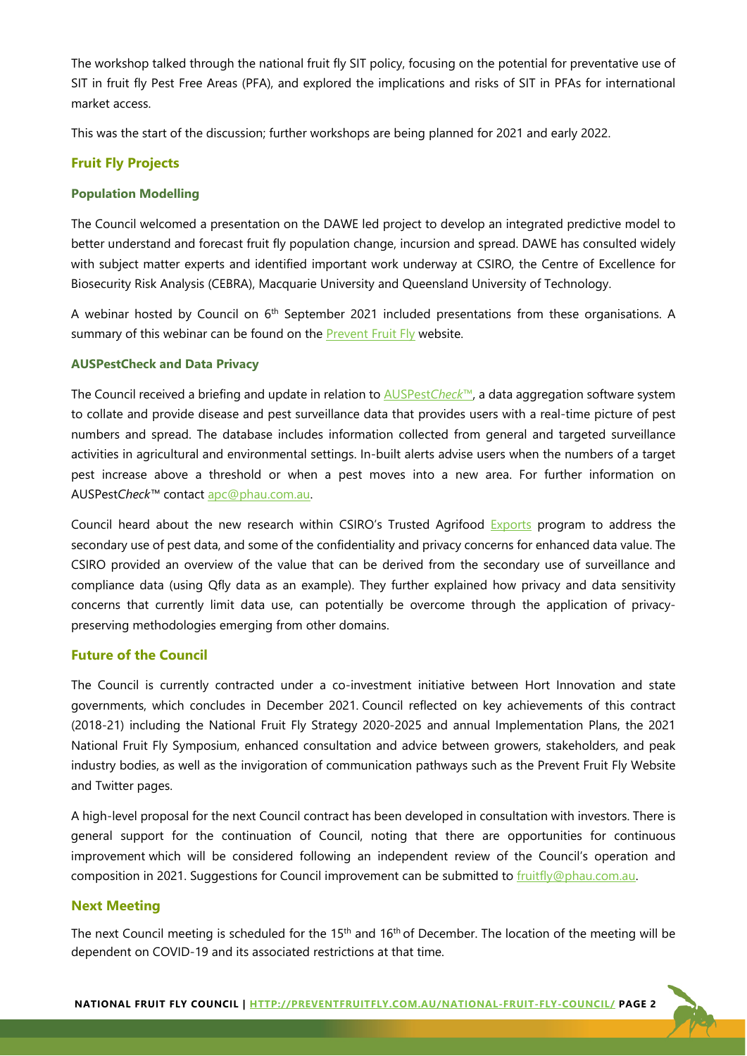The workshop talked through the national fruit fly SIT policy, focusing on the potential for preventative use of SIT in fruit fly Pest Free Areas (PFA), and explored the implications and risks of SIT in PFAs for international market access.

This was the start of the discussion; further workshops are being planned for 2021 and early 2022.

## Fruit Fly Projects

### Population Modelling

The Council welcomed a presentation on the DAWE led project to develop an integrated predictive model to better understand and forecast fruit fly population change, incursion and spread. DAWE has consulted widely with subject matter experts and identified important work underway at CSIRO, the Centre of Excellence for Biosecurity Risk Analysis (CEBRA), Macquarie University and Queensland University of Technology.

A webinar hosted by Council on 6th September 2021 included presentations from these organisations. A summary of this webinar can be found on the Prevent Fruit Fly website.

### AUSPestCheck and Data Privacy

The Council received a briefing and update in relation to AUSPest*Check*™, a data aggregation software system to collate and provide disease and pest surveillance data that provides users with a real-time picture of pest numbers and spread. The database includes information collected from general and targeted surveillance activities in agricultural and environmental settings. In-built alerts advise users when the numbers of a target pest increase above a threshold or when a pest moves into a new area. For further information on AUSPest*Check*™ contact apc@phau.com.au.

Council heard about the new research within CSIRO's Trusted Agrifood Exports program to address the secondary use of pest data, and some of the confidentiality and privacy concerns for enhanced data value. The CSIRO provided an overview of the value that can be derived from the secondary use of surveillance and compliance data (using Qfly data as an example). They further explained how privacy and data sensitivity concerns that currently limit data use, can potentially be overcome through the application of privacy-preserving methodologies emerging from other domains.

## Future of the Council

The Council is currently contracted under a co-investment initiative between Hort Innovation and state governments, which concludes in December 2021. Council reflected on key achievements of this contract (2018-21) including the National Fruit Fly Strategy 2020-2025 and annual Implementation Plans, the 2021 National Fruit Fly Symposium, enhanced consultation and advice between growers, stakeholders, and peak industry bodies, as well as the invigoration of communication pathways such as the Prevent Fruit Fly Website and Twitter pages.

A high-level proposal for the next Council contract has been developed in consultation with investors. There is general support for the continuation of Council, noting that there are opportunities for continuous improvement which will be considered following an independent review of the Council's operation and composition in 2021. Suggestions for Council improvement can be submitted to fruitfly@phau.com.au.

## Next Meeting

The next Council meeting is scheduled for the 15th and 16th of December. The location of the meeting will be dependent on COVID-19 and its associated restrictions at that time.